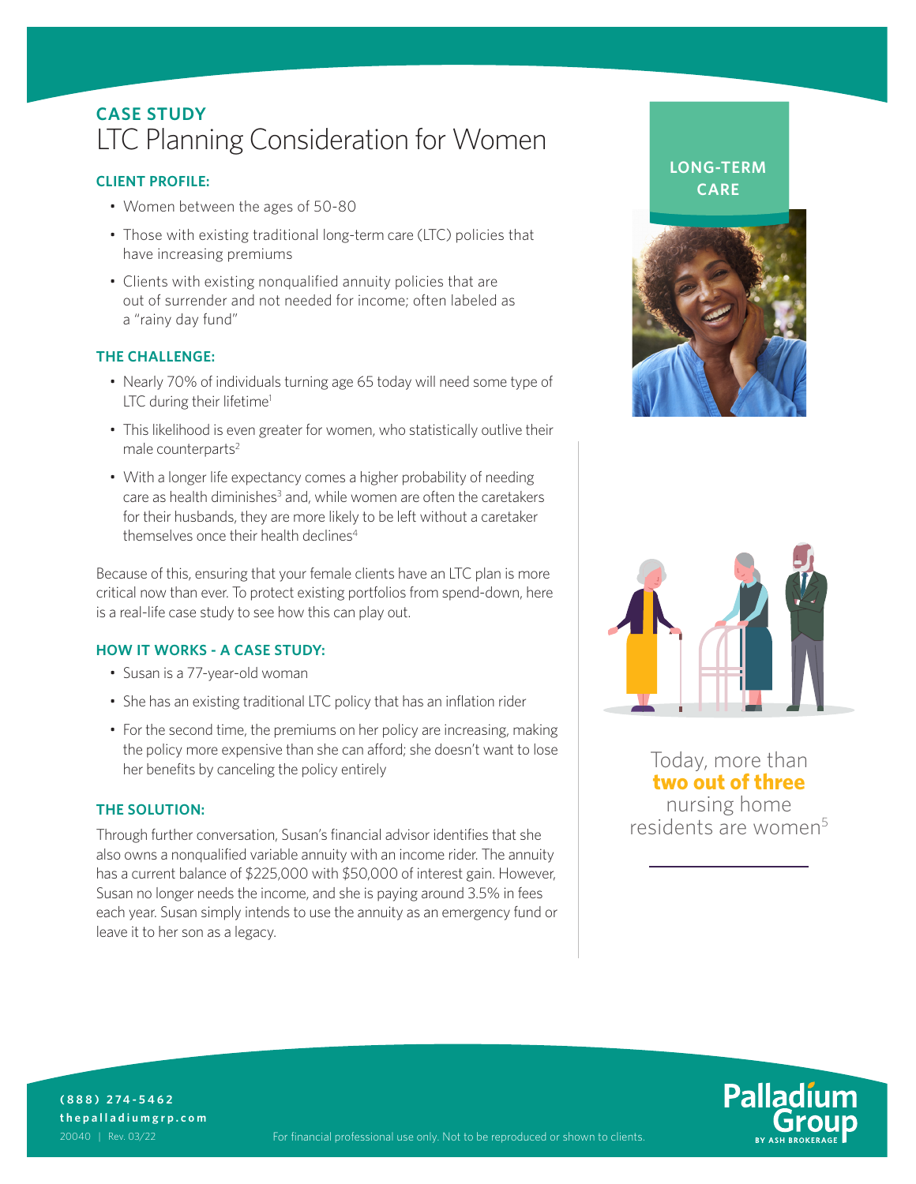## CASE STUDY

# LTC Planning Consideration for Women

### CLIENT PROFILE:

- Women between the ages of 50-80
- Those with existing traditional long-term care (LTC) policies that have increasing premiums
- Clients with existing nonqualified annuity policies that are out of surrender and not needed for income; often labeled as a "rainy day fund"

### THE CHALLENGE:

- Nearly 70% of individuals turning age 65 today will need some type of LTC during their lifetime[1]
- This likelihood is even greater for women, who statistically outlive their male counterparts[2]
- With a longer life expectancy comes a higher probability of needing care as health diminishes[3] and, while women are often the caretakers for their husbands, they are more likely to be left without a caretaker themselves once their health declines[4]

Because of this, ensuring that your female clients have an LTC plan is more critical now than ever. To protect existing portfolios from spend-down, here is a real-life case study to see how this can play out.

### HOW IT WORKS - A CASE STUDY:

- Susan is a 77-year-old woman
- She has an existing traditional LTC policy that has an inflation rider
- For the second time, the premiums on her policy are increasing, making the policy more expensive than she can afford; she doesn't want to lose her benefits by canceling the policy entirely

### THE SOLUTION:

Through further conversation, Susan's financial advisor identifies that she also owns a nonqualified variable annuity with an income rider. The annuity has a current balance of $225,000 with $50,000 of interest gain. However, Susan no longer needs the income, and she is paying around 3.5% in fees each year. Susan simply intends to use the annuity as an emergency fund or leave it to her son as a legacy.

**LONG-TERM CARE**

Today, more than **two out of three** nursing home residents are women[5]

**(888) 274-5462**
**thepalladiumgrp.com**
20040 | Rev. 03/22

For financial professional use only. Not to be reproduced or shown to clients.

Palladium Group BY ASH BROKERAGE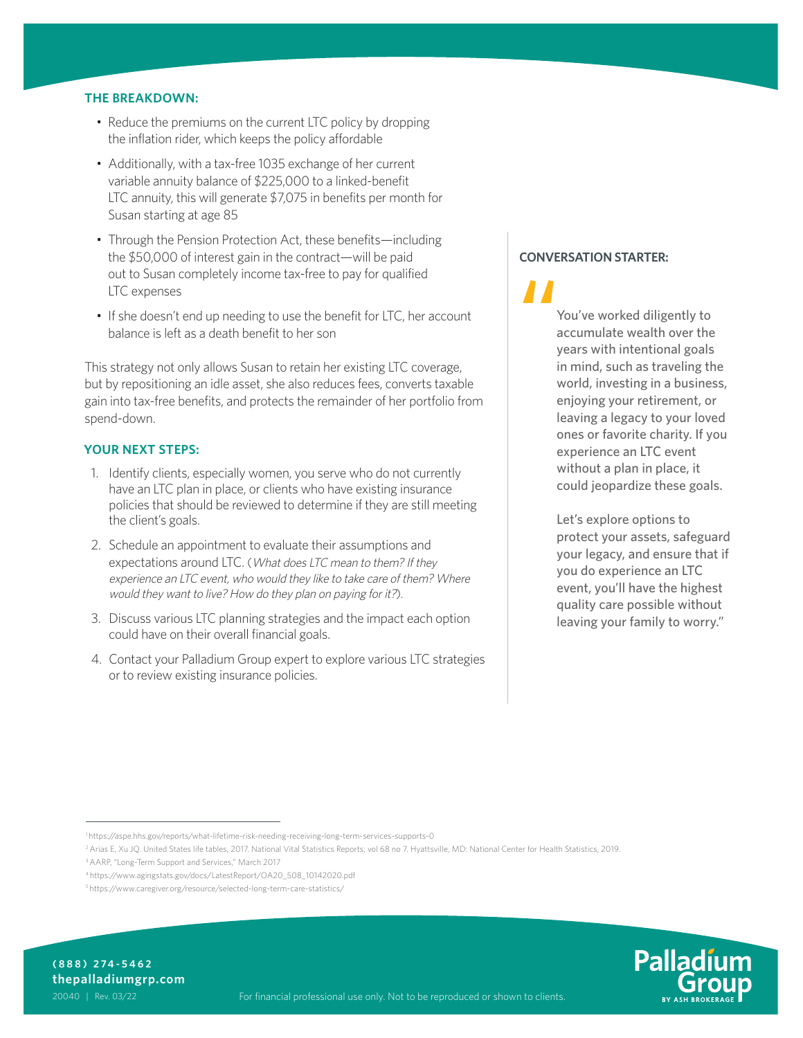## THE BREAKDOWN:

- Reduce the premiums on the current LTC policy by dropping the inflation rider, which keeps the policy affordable
- Additionally, with a tax-free 1035 exchange of her current variable annuity balance of $225,000 to a linked-benefit LTC annuity, this will generate $7,075 in benefits per month for Susan starting at age 85
- Through the Pension Protection Act, these benefits—including the $50,000 of interest gain in the contract—will be paid out to Susan completely income tax-free to pay for qualified LTC expenses
- If she doesn't end up needing to use the benefit for LTC, her account balance is left as a death benefit to her son

This strategy not only allows Susan to retain her existing LTC coverage, but by repositioning an idle asset, she also reduces fees, converts taxable gain into tax-free benefits, and protects the remainder of her portfolio from spend-down.

## YOUR NEXT STEPS:

1. Identify clients, especially women, you serve who do not currently have an LTC plan in place, or clients who have existing insurance policies that should be reviewed to determine if they are still meeting the client's goals.
2. Schedule an appointment to evaluate their assumptions and expectations around LTC. (*What does LTC mean to them? If they experience an LTC event, who would they like to take care of them? Where would they want to live? How do they plan on paying for it?*).
3. Discuss various LTC planning strategies and the impact each option could have on their overall financial goals.
4. Contact your Palladium Group expert to explore various LTC strategies or to review existing insurance policies.

## CONVERSATION STARTER:

"You've worked diligently to accumulate wealth over the years with intentional goals in mind, such as traveling the world, investing in a business, enjoying your retirement, or leaving a legacy to your loved ones or favorite charity. If you experience an LTC event without a plan in place, it could jeopardize these goals.

Let's explore options to protect your assets, safeguard your legacy, and ensure that if you do experience an LTC event, you'll have the highest quality care possible without leaving your family to worry."

---

[1] https://aspe.hhs.gov/reports/what-lifetime-risk-needing-receiving-long-term-services-supports-0

[2] Arias E, Xu JQ. United States life tables, 2017. National Vital Statistics Reports; vol 68 no 7. Hyattsville, MD: National Center for Health Statistics, 2019.

[3] AARP, "Long-Term Support and Services," March 2017

[4] https://www.agingstats.gov/docs/LatestReport/OA20_508_10142020.pdf

[5] https://www.caregiver.org/resource/selected-long-term-care-statistics/

**(888) 274-5462**
**thepalladiumgrp.com**
20040 | Rev. 03/22

For financial professional use only. Not to be reproduced or shown to clients.

Palladium Group BY ASH BROKERAGE